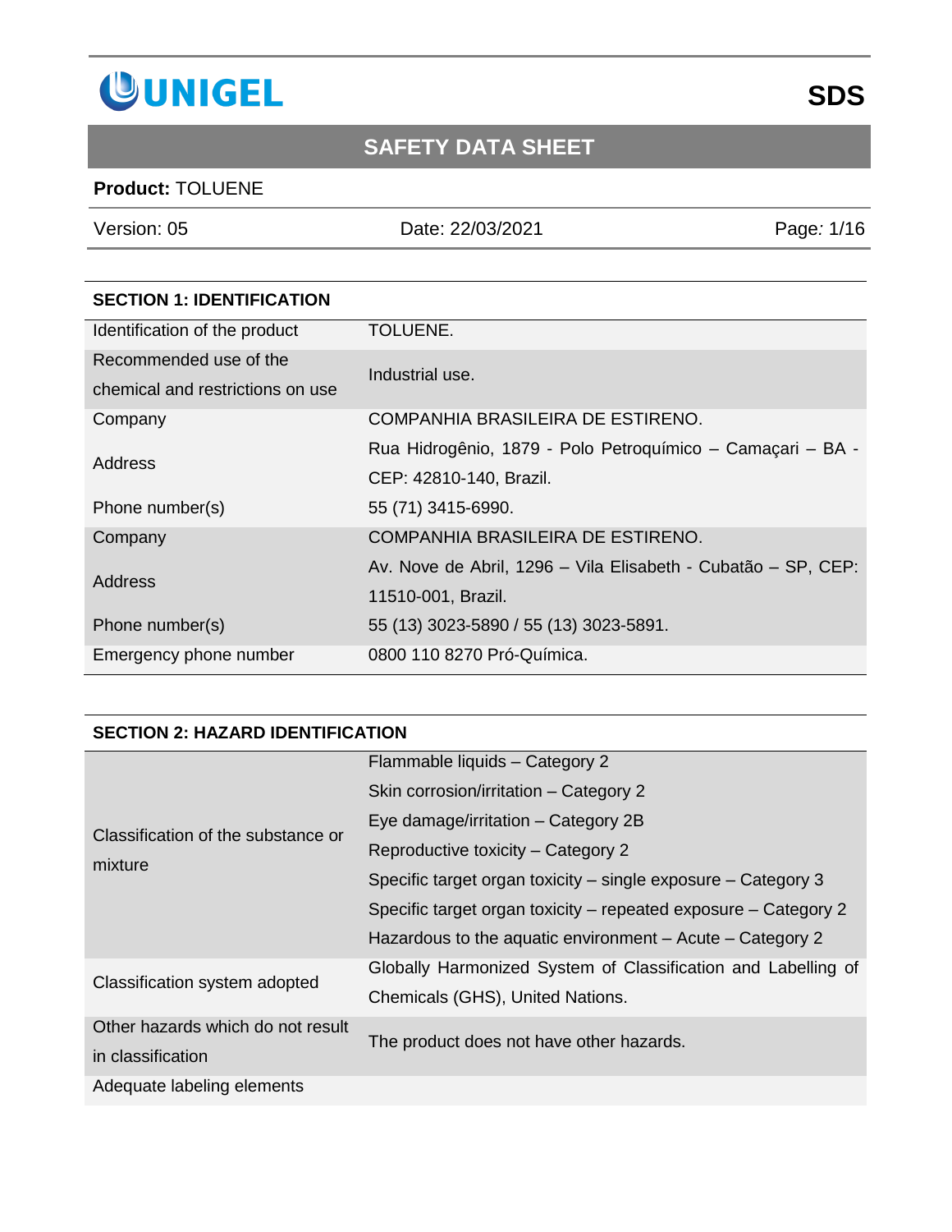# SAFETY DATA SHEET

**Product:** TOLUENE

| Version: 05 | Date: 22/03/2021 |
|---|---|

## SECTION 1: IDENTIFICATION

| | |
|---|---|
| Identification of the product | TOLUENE. |
| Recommended use of the chemical and restrictions on use | Industrial use. |
| Company | COMPANHIA BRASILEIRA DE ESTIRENO. |
| Address | Rua Hidrogênio, 1879 - Polo Petroquímico – Camaçari – BA - CEP: 42810-140, Brazil. |
| Phone number(s) | 55 (71) 3415-6990. |
| Company | COMPANHIA BRASILEIRA DE ESTIRENO. |
| Address | Av. Nove de Abril, 1296 – Vila Elisabeth - Cubatão – SP, CEP: 11510-001, Brazil. |
| Phone number(s) | 55 (13) 3023-5890 / 55 (13) 3023-5891. |
| Emergency phone number | 0800 110 8270 Pró-Química. |

## SECTION 2: HAZARD IDENTIFICATION

| | |
|---|---|
| Classification of the substance or mixture | Flammable liquids – Category 2<br>Skin corrosion/irritation – Category 2<br>Eye damage/irritation – Category 2B<br>Reproductive toxicity – Category 2<br>Specific target organ toxicity – single exposure – Category 3<br>Specific target organ toxicity – repeated exposure – Category 2<br>Hazardous to the aquatic environment – Acute – Category 2 |
| Classification system adopted | Globally Harmonized System of Classification and Labelling of Chemicals (GHS), United Nations. |
| Other hazards which do not result in classification | The product does not have other hazards. |
| Adequate labeling elements | |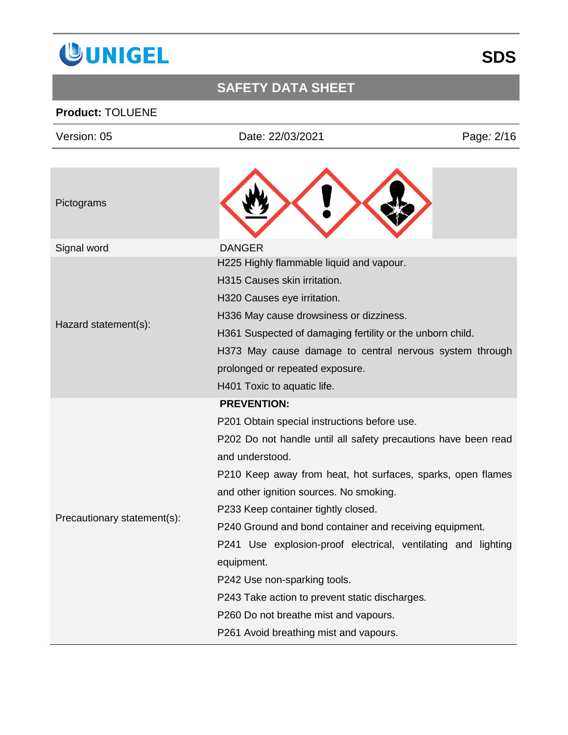| | |
|---|---|
| Pictograms | |
| Signal word | DANGER |
| Hazard statement(s): | H225 Highly flammable liquid and vapour.<br>H315 Causes skin irritation.<br>H320 Causes eye irritation.<br>H336 May cause drowsiness or dizziness.<br>H361 Suspected of damaging fertility or the unborn child.<br>H373 May cause damage to central nervous system through prolonged or repeated exposure.<br>H401 Toxic to aquatic life. |
| Precautionary statement(s): | **PREVENTION:**<br>P201 Obtain special instructions before use.<br>P202 Do not handle until all safety precautions have been read and understood.<br>P210 Keep away from heat, hot surfaces, sparks, open flames and other ignition sources. No smoking.<br>P233 Keep container tightly closed.<br>P240 Ground and bond container and receiving equipment.<br>P241 Use explosion-proof electrical, ventilating and lighting equipment.<br>P242 Use non-sparking tools.<br>P243 Take action to prevent static discharges.<br>P260 Do not breathe mist and vapours.<br>P261 Avoid breathing mist and vapours. |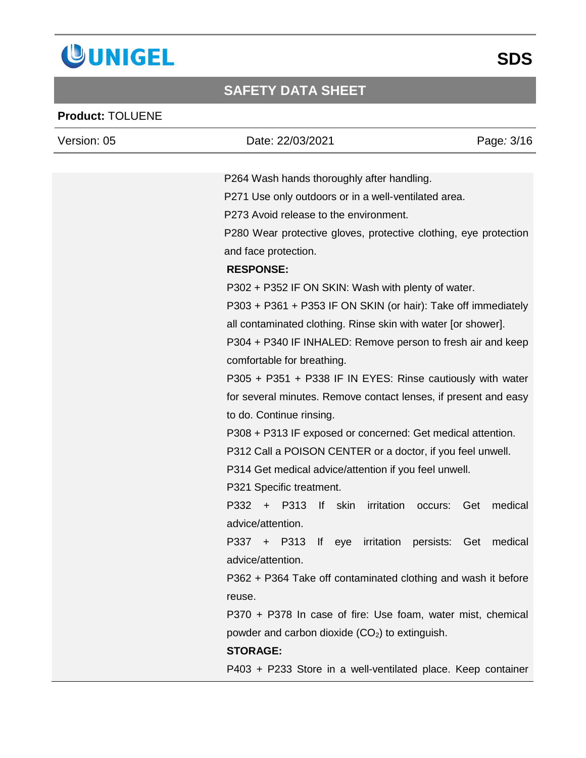P264 Wash hands thoroughly after handling.

P271 Use only outdoors or in a well-ventilated area.

P273 Avoid release to the environment.

P280 Wear protective gloves, protective clothing, eye protection and face protection.

**RESPONSE:**

P302 + P352 IF ON SKIN: Wash with plenty of water.

P303 + P361 + P353 IF ON SKIN (or hair): Take off immediately all contaminated clothing. Rinse skin with water [or shower].

P304 + P340 IF INHALED: Remove person to fresh air and keep comfortable for breathing.

P305 + P351 + P338 IF IN EYES: Rinse cautiously with water for several minutes. Remove contact lenses, if present and easy to do. Continue rinsing.

P308 + P313 IF exposed or concerned: Get medical attention.

P312 Call a POISON CENTER or a doctor, if you feel unwell.

P314 Get medical advice/attention if you feel unwell.

P321 Specific treatment.

P332 + P313 If skin irritation occurs: Get medical advice/attention.

P337 + P313 If eye irritation persists: Get medical advice/attention.

P362 + P364 Take off contaminated clothing and wash it before reuse.

P370 + P378 In case of fire: Use foam, water mist, chemical powder and carbon dioxide ($CO_2$) to extinguish.

**STORAGE:**

P403 + P233 Store in a well-ventilated place. Keep container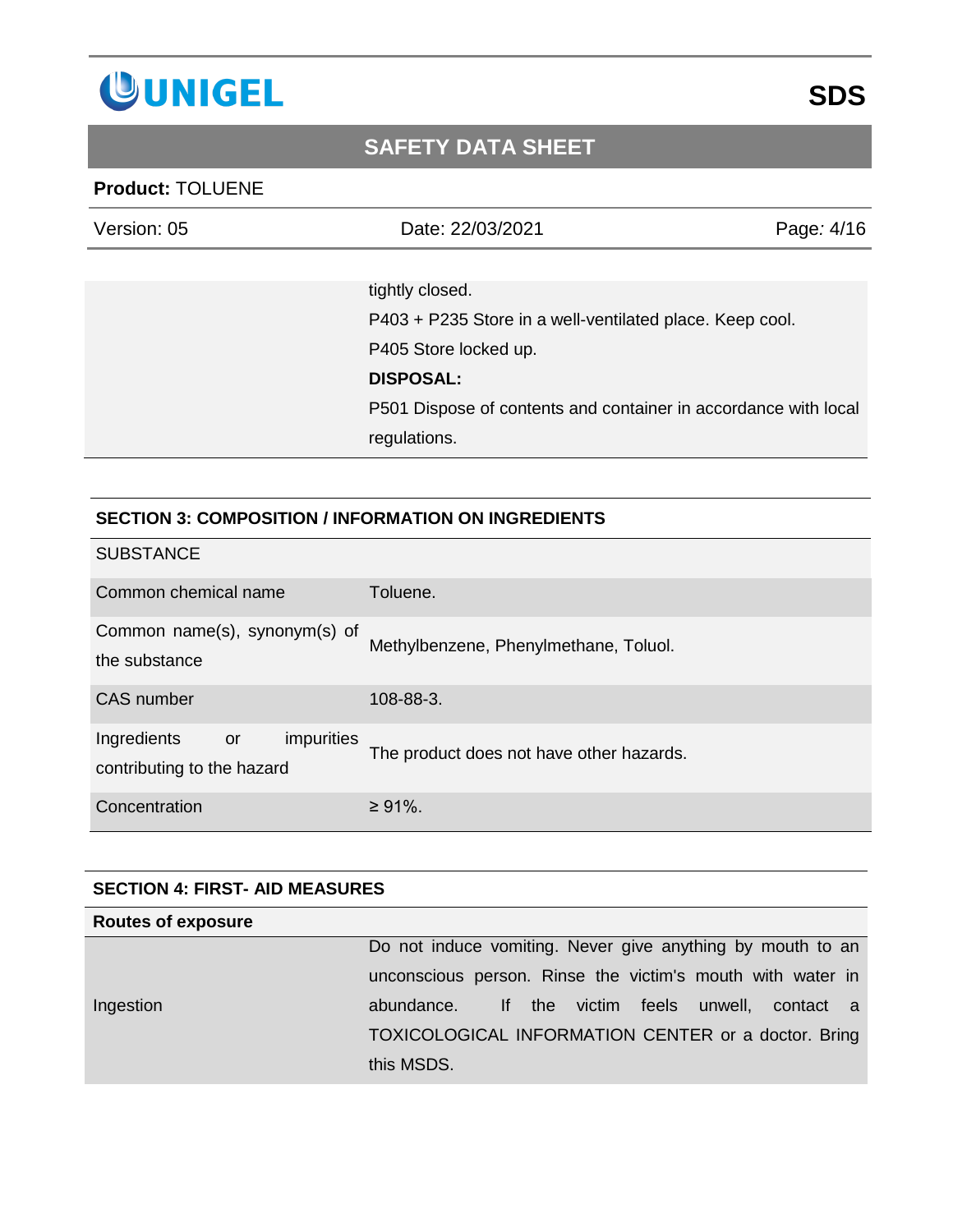| | |
|---|---|
| | tightly closed.<br>P403 + P235 Store in a well-ventilated place. Keep cool.<br>P405 Store locked up.<br>**DISPOSAL:**<br>P501 Dispose of contents and container in accordance with local regulations. |

## SECTION 3: COMPOSITION / INFORMATION ON INGREDIENTS

| SUBSTANCE | |
|---|---|
| Common chemical name | Toluene. |
| Common name(s), synonym(s) of the substance | Methylbenzene, Phenylmethane, Toluol. |
| CAS number | 108-88-3. |
| Ingredients or impurities contributing to the hazard | The product does not have other hazards. |
| Concentration | ≥ 91%. |

## SECTION 4: FIRST- AID MEASURES

| **Routes of exposure** | |
|---|---|
| Ingestion | Do not induce vomiting. Never give anything by mouth to an unconscious person. Rinse the victim's mouth with water in abundance. If the victim feels unwell, contact a TOXICOLOGICAL INFORMATION CENTER or a doctor. Bring this MSDS. |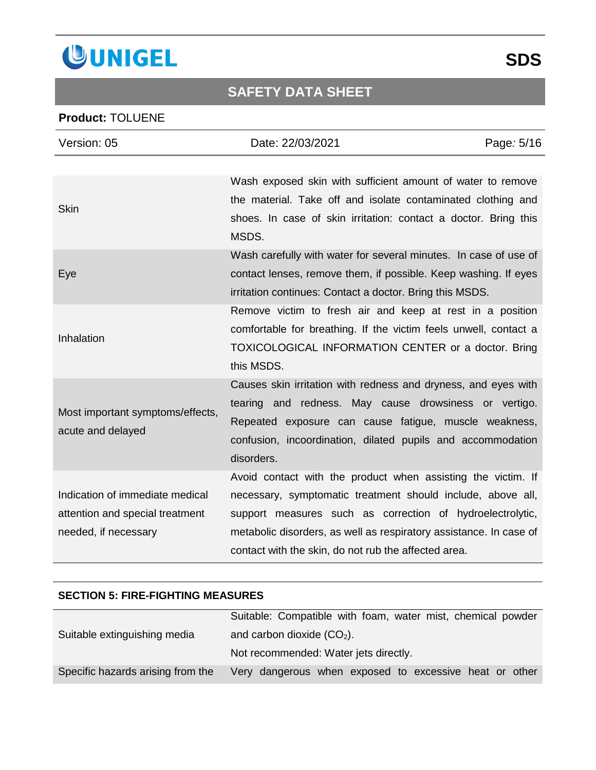| | |
|---|---|
| Skin | Wash exposed skin with sufficient amount of water to remove the material. Take off and isolate contaminated clothing and shoes. In case of skin irritation: contact a doctor. Bring this MSDS. |
| Eye | Wash carefully with water for several minutes. In case of use of contact lenses, remove them, if possible. Keep washing. If eyes irritation continues: Contact a doctor. Bring this MSDS. |
| Inhalation | Remove victim to fresh air and keep at rest in a position comfortable for breathing. If the victim feels unwell, contact a TOXICOLOGICAL INFORMATION CENTER or a doctor. Bring this MSDS. |
| Most important symptoms/effects, acute and delayed | Causes skin irritation with redness and dryness, and eyes with tearing and redness. May cause drowsiness or vertigo. Repeated exposure can cause fatigue, muscle weakness, confusion, incoordination, dilated pupils and accommodation disorders. |
| Indication of immediate medical attention and special treatment needed, if necessary | Avoid contact with the product when assisting the victim. If necessary, symptomatic treatment should include, above all, support measures such as correction of hydroelectrolytic, metabolic disorders, as well as respiratory assistance. In case of contact with the skin, do not rub the affected area. |

## SECTION 5: FIRE-FIGHTING MEASURES

| | |
|---|---|
| Suitable extinguishing media | Suitable: Compatible with foam, water mist, chemical powder and carbon dioxide ($CO_2$).<br>Not recommended: Water jets directly. |
| Specific hazards arising from the | Very dangerous when exposed to excessive heat or other |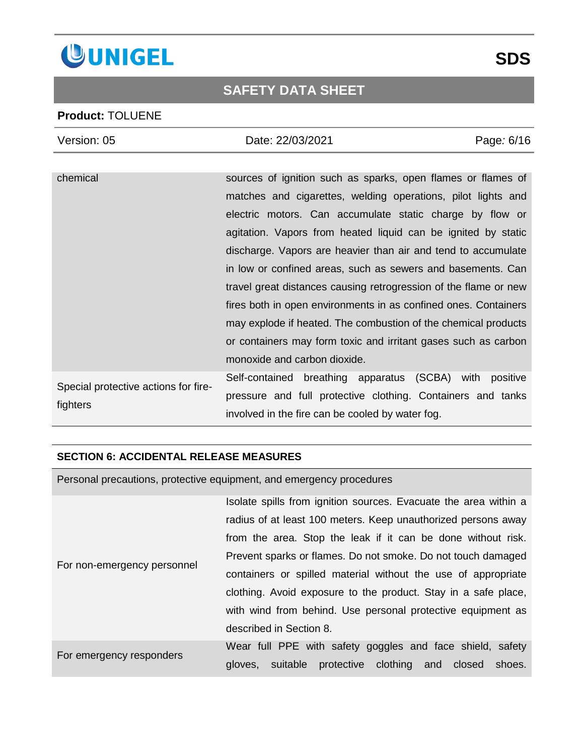| | |
|---|---|
| chemical | sources of ignition such as sparks, open flames or flames of matches and cigarettes, welding operations, pilot lights and electric motors. Can accumulate static charge by flow or agitation. Vapors from heated liquid can be ignited by static discharge. Vapors are heavier than air and tend to accumulate in low or confined areas, such as sewers and basements. Can travel great distances causing retrogression of the flame or new fires both in open environments in as confined ones. Containers may explode if heated. The combustion of the chemical products or containers may form toxic and irritant gases such as carbon monoxide and carbon dioxide. |
| Special protective actions for fire-fighters | Self-contained breathing apparatus (SCBA) with positive pressure and full protective clothing. Containers and tanks involved in the fire can be cooled by water fog. |

## SECTION 6: ACCIDENTAL RELEASE MEASURES

| Personal precautions, protective equipment, and emergency procedures | |
|---|---|
| For non-emergency personnel | Isolate spills from ignition sources. Evacuate the area within a radius of at least 100 meters. Keep unauthorized persons away from the area. Stop the leak if it can be done without risk. Prevent sparks or flames. Do not smoke. Do not touch damaged containers or spilled material without the use of appropriate clothing. Avoid exposure to the product. Stay in a safe place, with wind from behind. Use personal protective equipment as described in Section 8. |
| For emergency responders | Wear full PPE with safety goggles and face shield, safety gloves, suitable protective clothing and closed shoes. |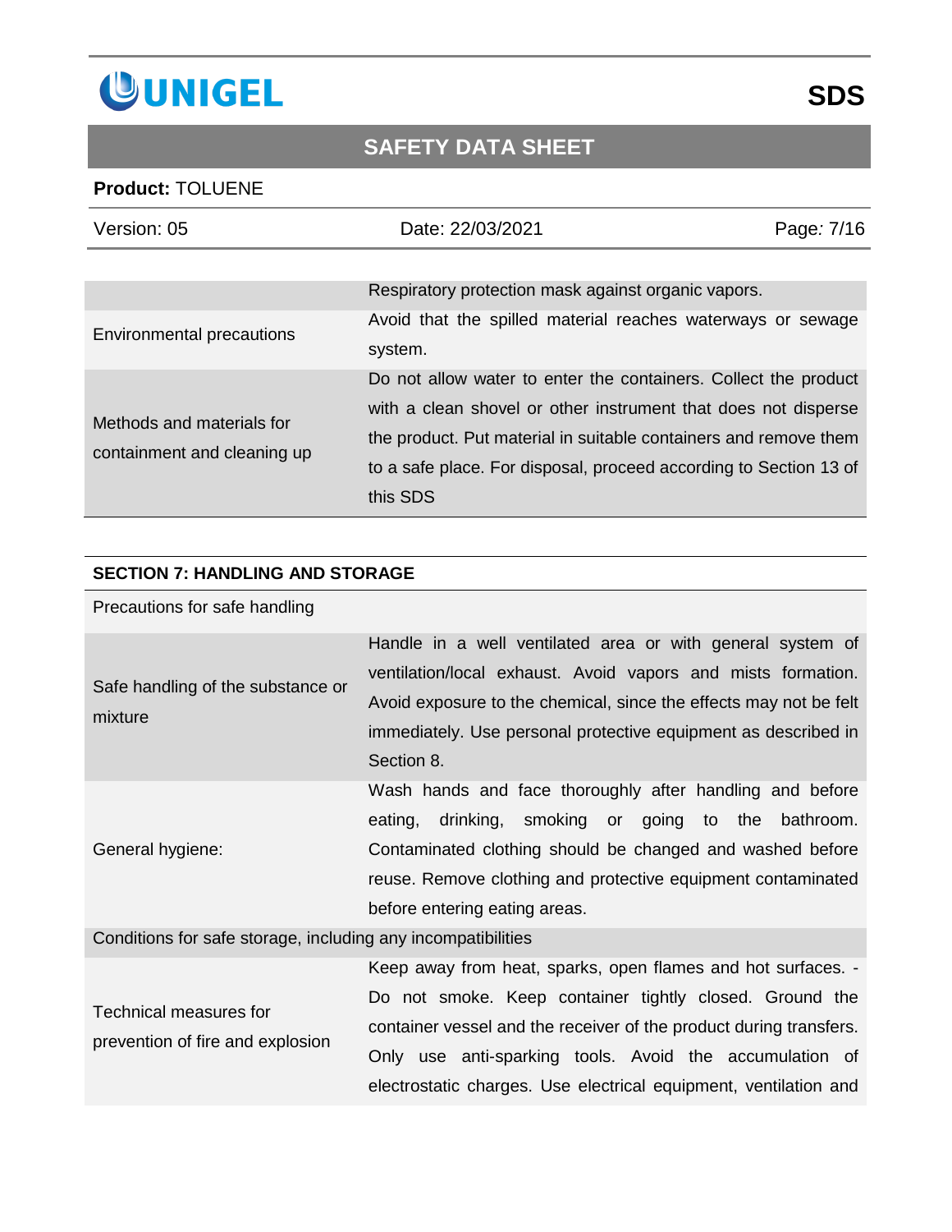| | |
|---|---|
| | Respiratory protection mask against organic vapors. |
| Environmental precautions | Avoid that the spilled material reaches waterways or sewage system. |
| Methods and materials for containment and cleaning up | Do not allow water to enter the containers. Collect the product with a clean shovel or other instrument that does not disperse the product. Put material in suitable containers and remove them to a safe place. For disposal, proceed according to Section 13 of this SDS |

## SECTION 7: HANDLING AND STORAGE

| | |
|---|---|
| Precautions for safe handling | |
| Safe handling of the substance or mixture | Handle in a well ventilated area or with general system of ventilation/local exhaust. Avoid vapors and mists formation. Avoid exposure to the chemical, since the effects may not be felt immediately. Use personal protective equipment as described in Section 8. |
| General hygiene: | Wash hands and face thoroughly after handling and before eating, drinking, smoking or going to the bathroom. Contaminated clothing should be changed and washed before reuse. Remove clothing and protective equipment contaminated before entering eating areas. |
| Conditions for safe storage, including any incompatibilities | |
| Technical measures for prevention of fire and explosion | Keep away from heat, sparks, open flames and hot surfaces. - Do not smoke. Keep container tightly closed. Ground the container vessel and the receiver of the product during transfers. Only use anti-sparking tools. Avoid the accumulation of electrostatic charges. Use electrical equipment, ventilation and |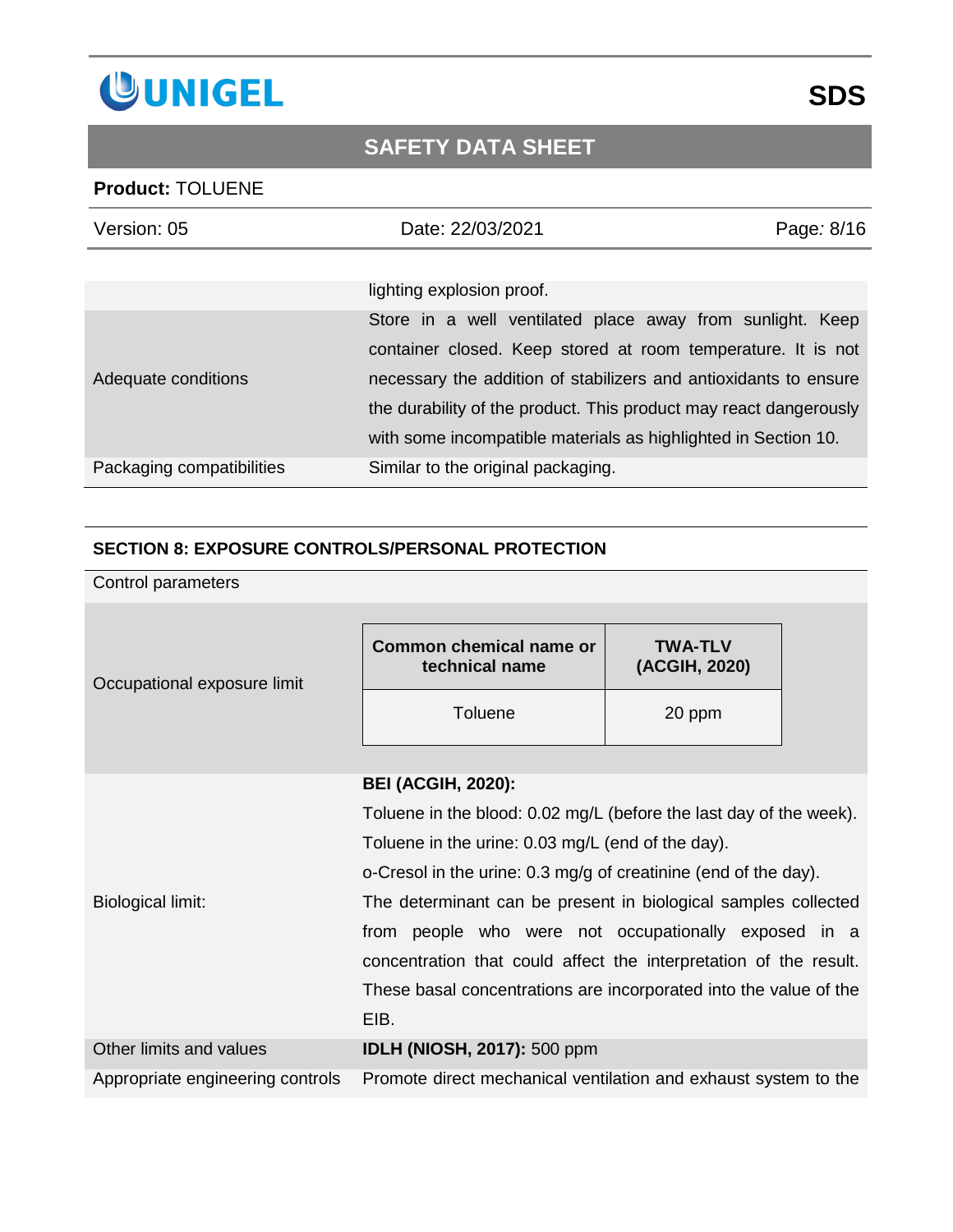| | |
|---|---|
| | lighting explosion proof. |
| Adequate conditions | Store in a well ventilated place away from sunlight. Keep container closed. Keep stored at room temperature. It is not necessary the addition of stabilizers and antioxidants to ensure the durability of the product. This product may react dangerously with some incompatible materials as highlighted in Section 10. |
| Packaging compatibilities | Similar to the original packaging. |

## SECTION 8: EXPOSURE CONTROLS/PERSONAL PROTECTION

Control parameters

Occupational exposure limit

| Common chemical name or technical name | TWA-TLV (ACGIH, 2020) |
|---|---|
| Toluene | 20 ppm |

| | |
|---|---|
| Biological limit: | **BEI (ACGIH, 2020):**<br>Toluene in the blood: 0.02 mg/L (before the last day of the week).<br>Toluene in the urine: 0.03 mg/L (end of the day).<br>o-Cresol in the urine: 0.3 mg/g of creatinine (end of the day).<br>The determinant can be present in biological samples collected from people who were not occupationally exposed in a concentration that could affect the interpretation of the result. These basal concentrations are incorporated into the value of the EIB. |
| Other limits and values | **IDLH (NIOSH, 2017):** 500 ppm |
| Appropriate engineering controls | Promote direct mechanical ventilation and exhaust system to the |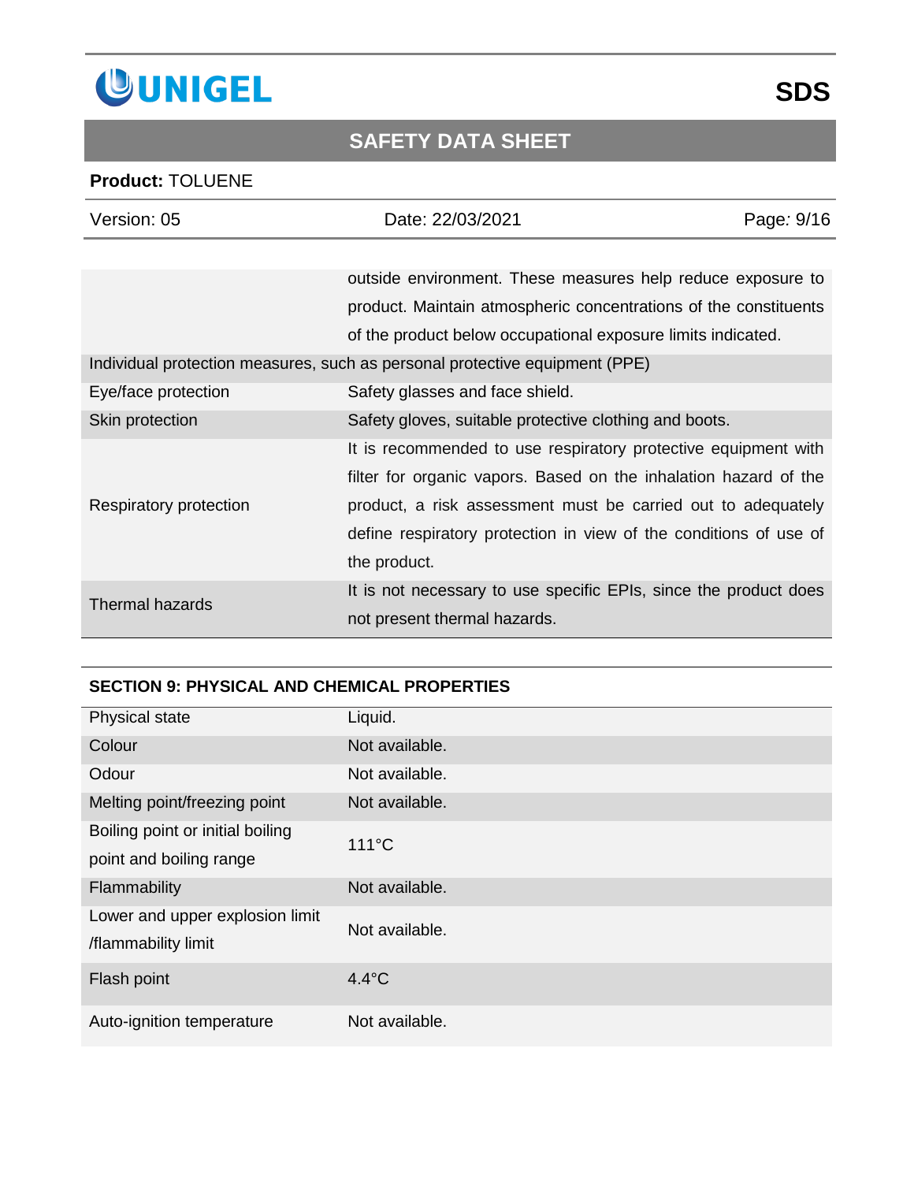| | |
|---|---|
| | outside environment. These measures help reduce exposure to product. Maintain atmospheric concentrations of the constituents of the product below occupational exposure limits indicated. |
| Individual protection measures, such as personal protective equipment (PPE) | |
| Eye/face protection | Safety glasses and face shield. |
| Skin protection | Safety gloves, suitable protective clothing and boots. |
| Respiratory protection | It is recommended to use respiratory protective equipment with filter for organic vapors. Based on the inhalation hazard of the product, a risk assessment must be carried out to adequately define respiratory protection in view of the conditions of use of the product. |
| Thermal hazards | It is not necessary to use specific EPIs, since the product does not present thermal hazards. |

## SECTION 9: PHYSICAL AND CHEMICAL PROPERTIES

| | |
|---|---|
| Physical state | Liquid. |
| Colour | Not available. |
| Odour | Not available. |
| Melting point/freezing point | Not available. |
| Boiling point or initial boiling point and boiling range | 111°C |
| Flammability | Not available. |
| Lower and upper explosion limit /flammability limit | Not available. |
| Flash point | 4.4°C |
| Auto-ignition temperature | Not available. |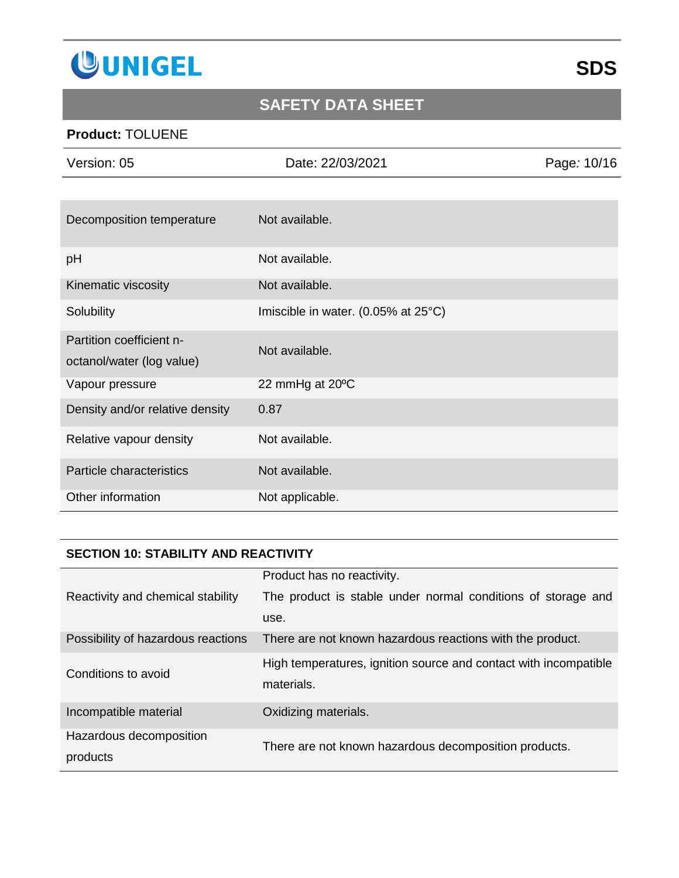| | |
|---|---|
| Decomposition temperature | Not available. |
| pH | Not available. |
| Kinematic viscosity | Not available. |
| Solubility | Imiscible in water. (0.05% at 25°C) |
| Partition coefficient n-octanol/water (log value) | Not available. |
| Vapour pressure | 22 mmHg at 20ºC |
| Density and/or relative density | 0.87 |
| Relative vapour density | Not available. |
| Particle characteristics | Not available. |
| Other information | Not applicable. |

## SECTION 10: STABILITY AND REACTIVITY

| | |
|---|---|
| Reactivity and chemical stability | Product has no reactivity. The product is stable under normal conditions of storage and use. |
| Possibility of hazardous reactions | There are not known hazardous reactions with the product. |
| Conditions to avoid | High temperatures, ignition source and contact with incompatible materials. |
| Incompatible material | Oxidizing materials. |
| Hazardous decomposition products | There are not known hazardous decomposition products. |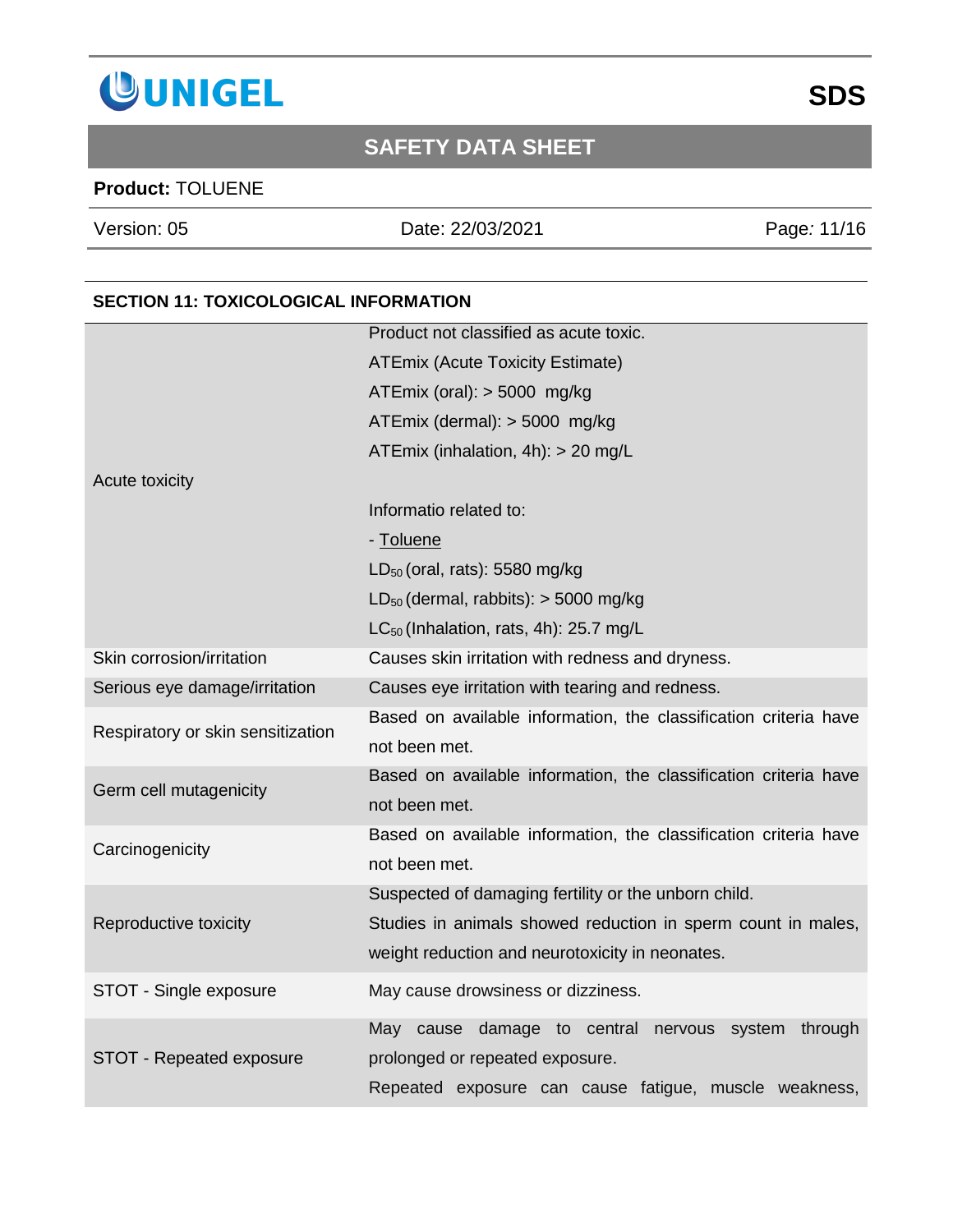## SECTION 11: TOXICOLOGICAL INFORMATION

| | |
|---|---|
| Acute toxicity | Product not classified as acute toxic.<br>ATEmix (Acute Toxicity Estimate)<br>ATEmix (oral): > 5000 mg/kg<br>ATEmix (dermal): > 5000 mg/kg<br>ATEmix (inhalation, 4h): > 20 mg/L<br><br>Informatio related to:<br>- Toluene<br>$LD_{50}$ (oral, rats): 5580 mg/kg<br>$LD_{50}$ (dermal, rabbits): > 5000 mg/kg<br>$LC_{50}$ (Inhalation, rats, 4h): 25.7 mg/L |
| Skin corrosion/irritation | Causes skin irritation with redness and dryness. |
| Serious eye damage/irritation | Causes eye irritation with tearing and redness. |
| Respiratory or skin sensitization | Based on available information, the classification criteria have not been met. |
| Germ cell mutagenicity | Based on available information, the classification criteria have not been met. |
| Carcinogenicity | Based on available information, the classification criteria have not been met. |
| Reproductive toxicity | Suspected of damaging fertility or the unborn child.<br>Studies in animals showed reduction in sperm count in males, weight reduction and neurotoxicity in neonates. |
| STOT - Single exposure | May cause drowsiness or dizziness. |
| STOT - Repeated exposure | May cause damage to central nervous system through prolonged or repeated exposure.<br>Repeated exposure can cause fatigue, muscle weakness, |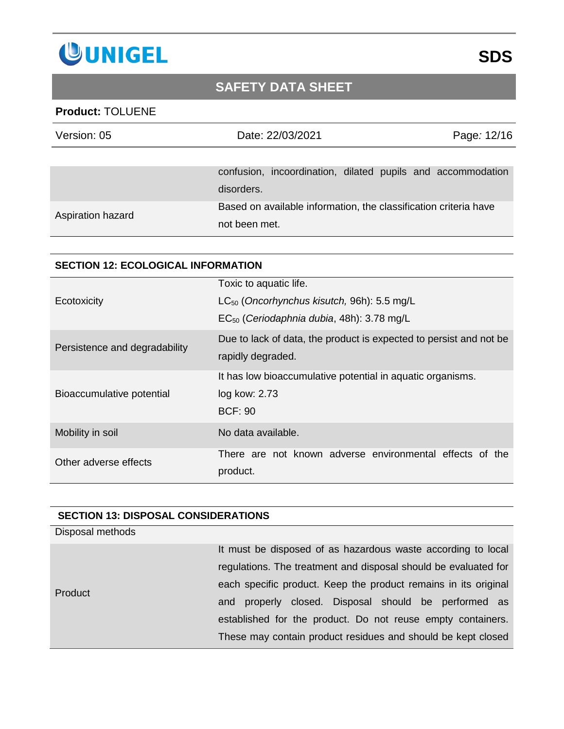| | |
|---|---|
| | confusion, incoordination, dilated pupils and accommodation disorders. |
| Aspiration hazard | Based on available information, the classification criteria have not been met. |

## SECTION 12: ECOLOGICAL INFORMATION

| | |
|---|---|
| Ecotoxicity | Toxic to aquatic life.<br>$LC_{50}$ (*Oncorhynchus kisutch,* 96h): 5.5 mg/L<br>$EC_{50}$ (*Ceriodaphnia dubia*, 48h): 3.78 mg/L |
| Persistence and degradability | Due to lack of data, the product is expected to persist and not be rapidly degraded. |
| Bioaccumulative potential | It has low bioaccumulative potential in aquatic organisms.<br>log kow: 2.73<br>BCF: 90 |
| Mobility in soil | No data available. |
| Other adverse effects | There are not known adverse environmental effects of the product. |

## SECTION 13: DISPOSAL CONSIDERATIONS

| Disposal methods | |
|---|---|
| Product | It must be disposed of as hazardous waste according to local regulations. The treatment and disposal should be evaluated for each specific product. Keep the product remains in its original and properly closed. Disposal should be performed as established for the product. Do not reuse empty containers. These may contain product residues and should be kept closed |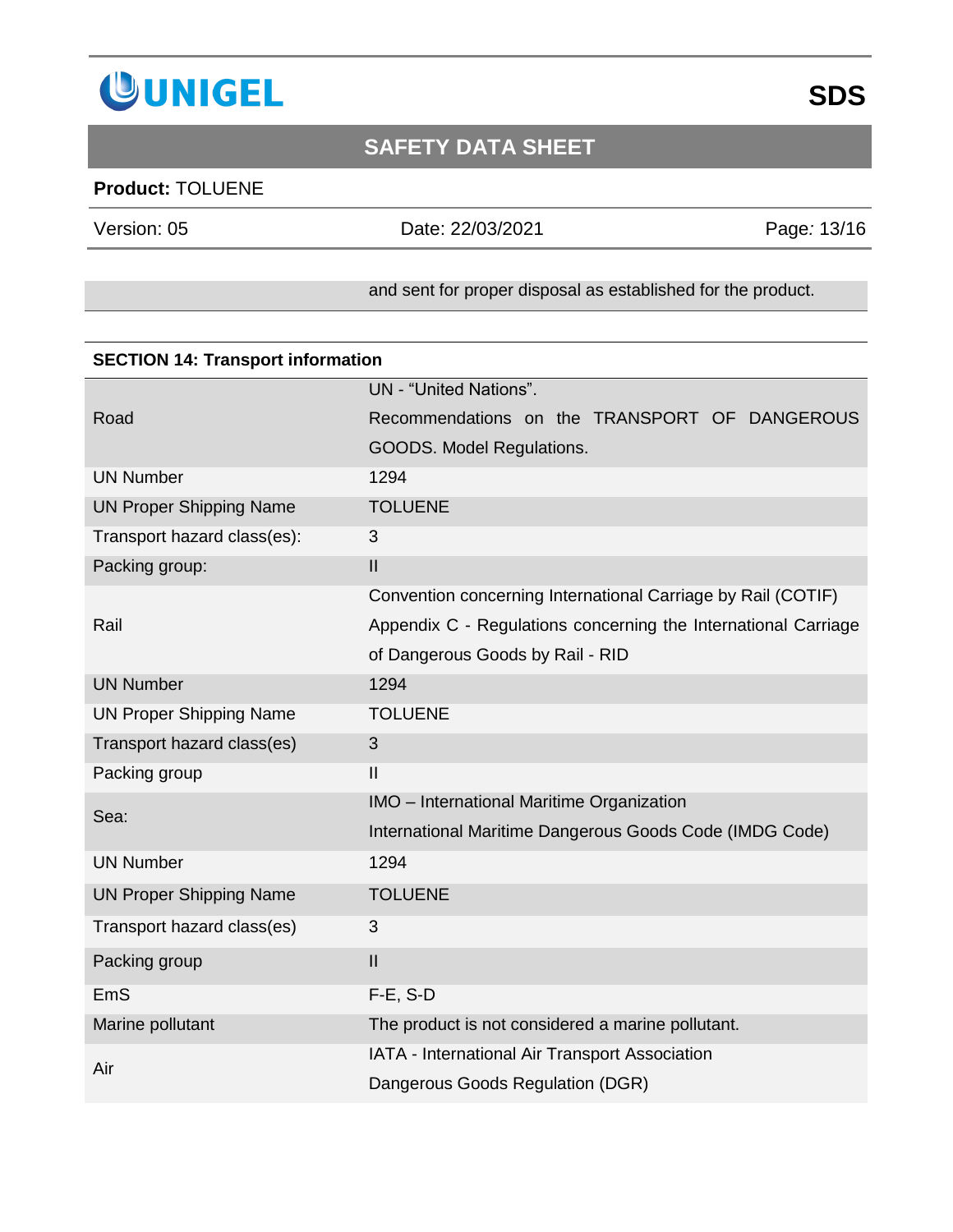| | and sent for proper disposal as established for the product. |
|---|---|

## SECTION 14: Transport information

| | |
|---|---|
| Road | UN - "United Nations". Recommendations on the TRANSPORT OF DANGEROUS GOODS. Model Regulations. |
| UN Number | 1294 |
| UN Proper Shipping Name | TOLUENE |
| Transport hazard class(es): | 3 |
| Packing group: | II |
| Rail | Convention concerning International Carriage by Rail (COTIF) Appendix C - Regulations concerning the International Carriage of Dangerous Goods by Rail - RID |
| UN Number | 1294 |
| UN Proper Shipping Name | TOLUENE |
| Transport hazard class(es) | 3 |
| Packing group | II |
| Sea: | IMO – International Maritime Organization International Maritime Dangerous Goods Code (IMDG Code) |
| UN Number | 1294 |
| UN Proper Shipping Name | TOLUENE |
| Transport hazard class(es) | 3 |
| Packing group | II |
| EmS | F-E, S-D |
| Marine pollutant | The product is not considered a marine pollutant. |
| Air | IATA - International Air Transport Association Dangerous Goods Regulation (DGR) |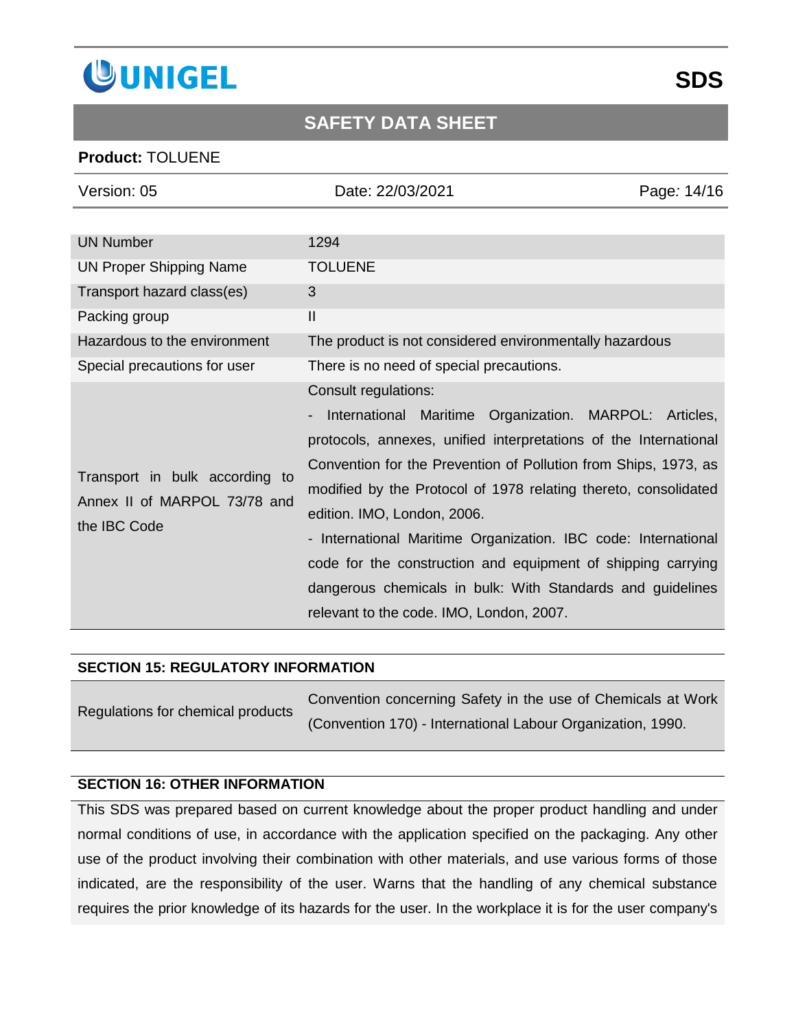| UN Number | 1294 |
|---|---|
| UN Proper Shipping Name | TOLUENE |
| Transport hazard class(es) | 3 |
| Packing group | II |
| Hazardous to the environment | The product is not considered environmentally hazardous |
| Special precautions for user | There is no need of special precautions. |
| Transport in bulk according to Annex II of MARPOL 73/78 and the IBC Code | Consult regulations:<br>- International Maritime Organization. MARPOL: Articles, protocols, annexes, unified interpretations of the International Convention for the Prevention of Pollution from Ships, 1973, as modified by the Protocol of 1978 relating thereto, consolidated edition. IMO, London, 2006.<br>- International Maritime Organization. IBC code: International code for the construction and equipment of shipping carrying dangerous chemicals in bulk: With Standards and guidelines relevant to the code. IMO, London, 2007. |

## SECTION 15: REGULATORY INFORMATION

| Regulations for chemical products | Convention concerning Safety in the use of Chemicals at Work (Convention 170) - International Labour Organization, 1990. |
|---|---|

## SECTION 16: OTHER INFORMATION

This SDS was prepared based on current knowledge about the proper product handling and under normal conditions of use, in accordance with the application specified on the packaging. Any other use of the product involving their combination with other materials, and use various forms of those indicated, are the responsibility of the user. Warns that the handling of any chemical substance requires the prior knowledge of its hazards for the user. In the workplace it is for the user company's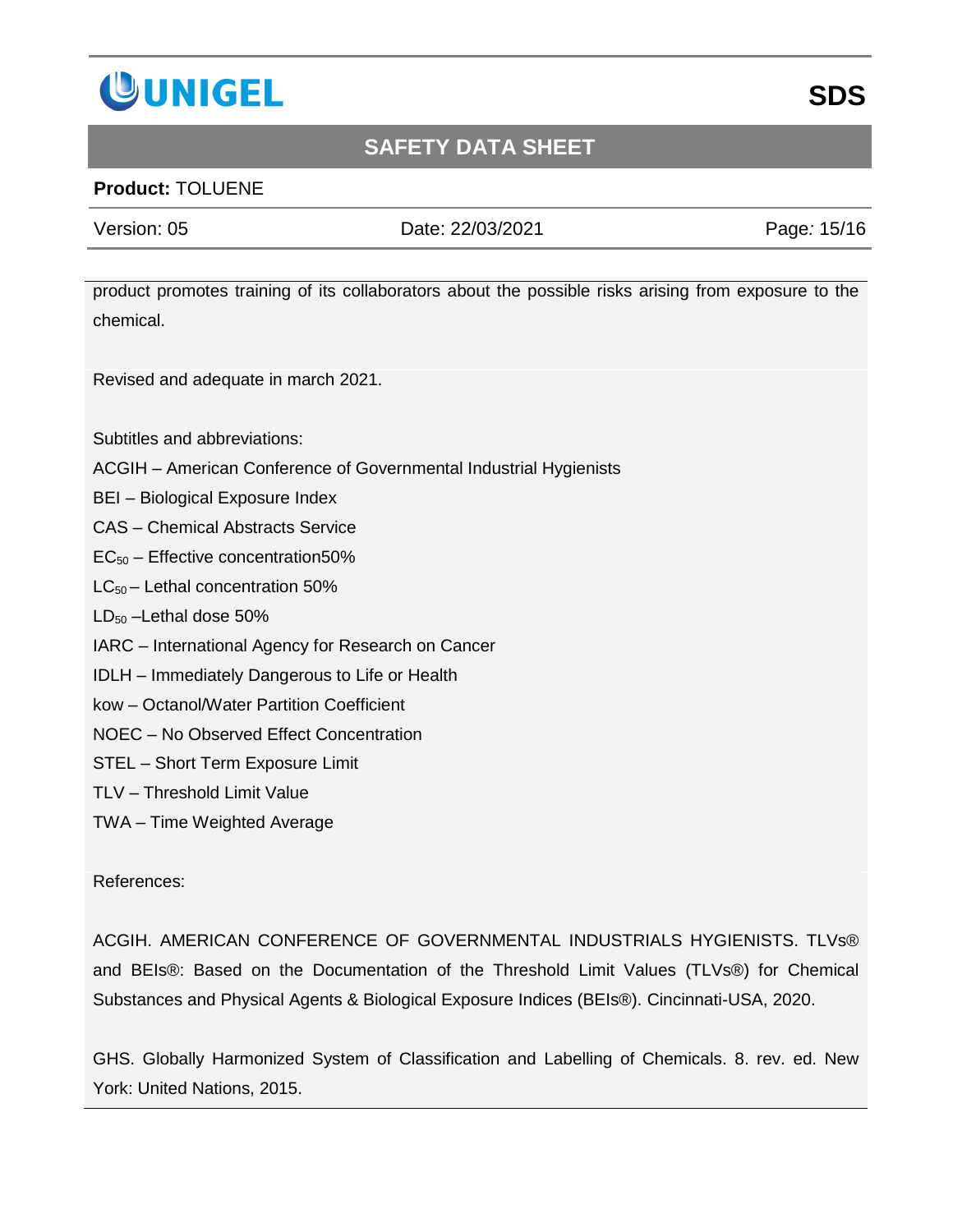product promotes training of its collaborators about the possible risks arising from exposure to the chemical.

Revised and adequate in march 2021.

Subtitles and abbreviations:

ACGIH – American Conference of Governmental Industrial Hygienists

BEI – Biological Exposure Index

CAS – Chemical Abstracts Service

$EC_{50}$ – Effective concentration50%

$LC_{50}$ – Lethal concentration 50%

$LD_{50}$ –Lethal dose 50%

IARC – International Agency for Research on Cancer

IDLH – Immediately Dangerous to Life or Health

kow – Octanol/Water Partition Coefficient

NOEC – No Observed Effect Concentration

STEL – Short Term Exposure Limit

TLV – Threshold Limit Value

TWA – Time Weighted Average

References:

ACGIH. AMERICAN CONFERENCE OF GOVERNMENTAL INDUSTRIALS HYGIENISTS. TLVs® and BEIs®: Based on the Documentation of the Threshold Limit Values (TLVs®) for Chemical Substances and Physical Agents & Biological Exposure Indices (BEIs®). Cincinnati-USA, 2020.

GHS. Globally Harmonized System of Classification and Labelling of Chemicals. 8. rev. ed. New York: United Nations, 2015.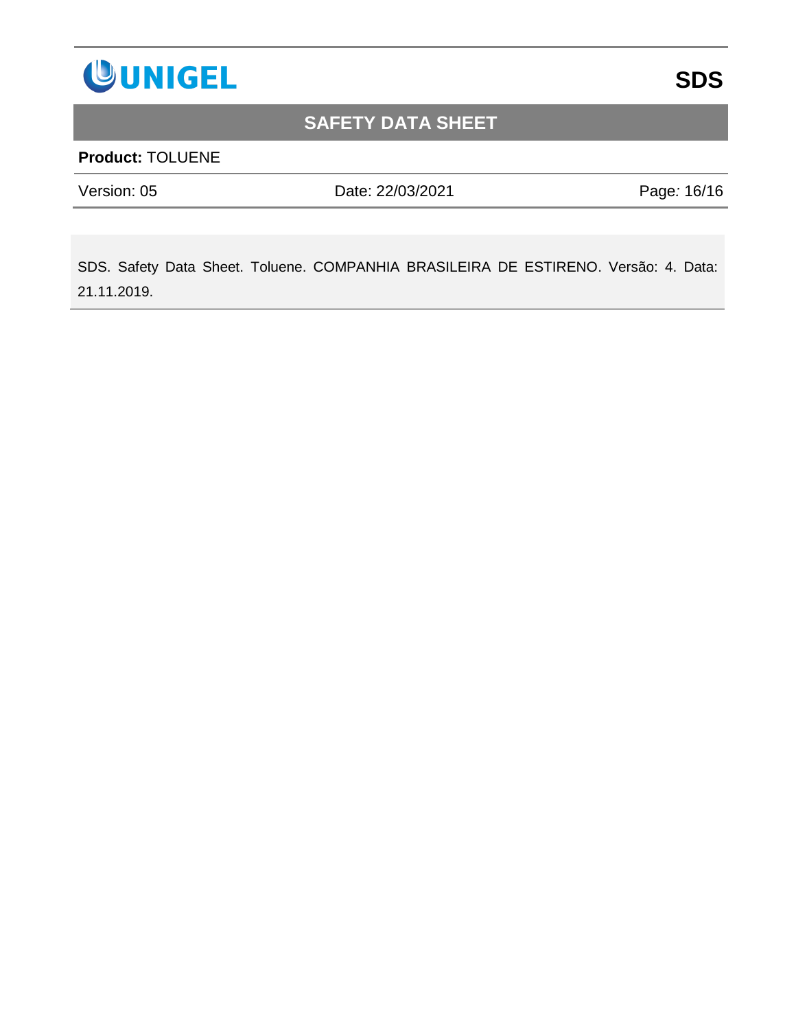SDS. Safety Data Sheet. Toluene. COMPANHIA BRASILEIRA DE ESTIRENO. Versão: 4. Data: 21.11.2019.